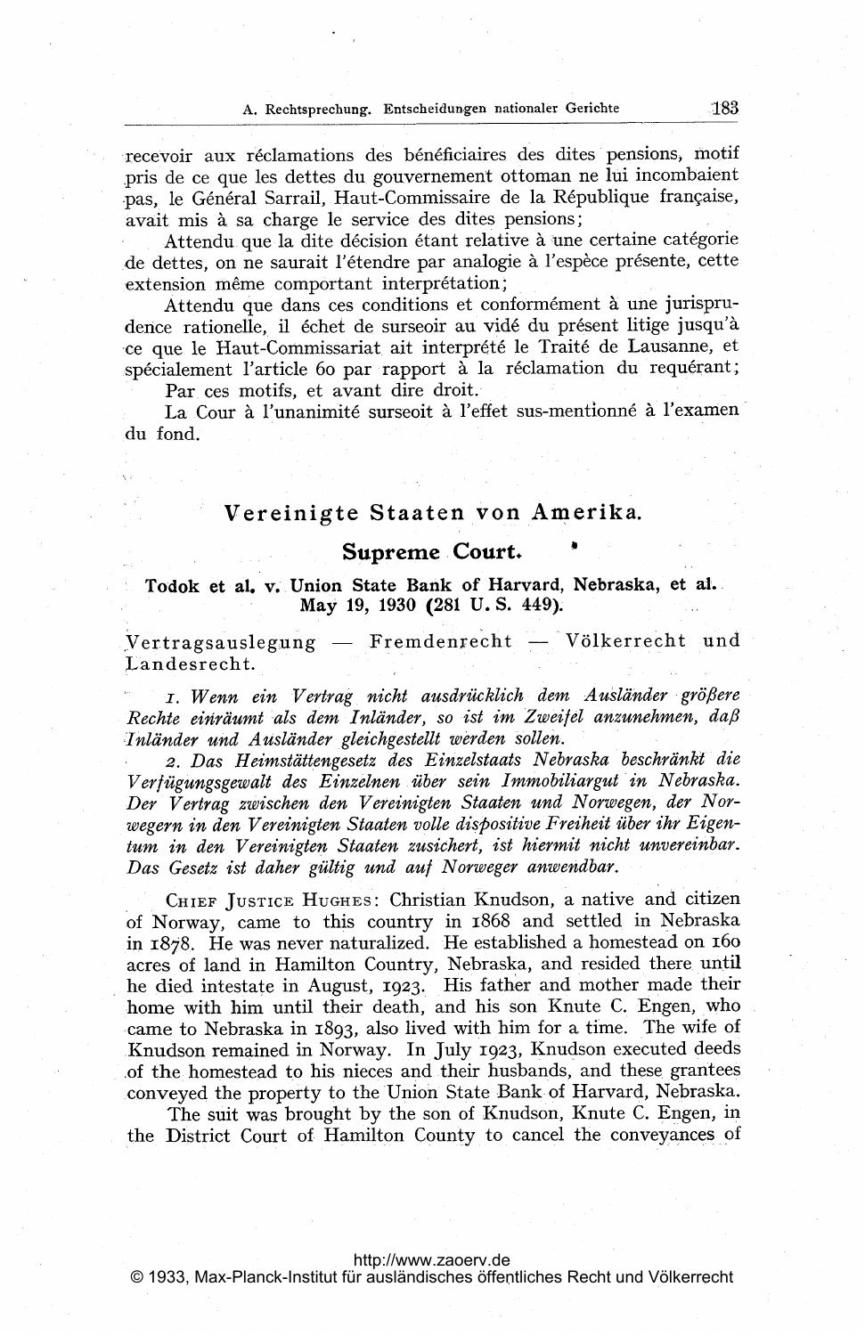recevoir aux réclamations des bénéficiaires des dites pensions, motif pris de ce que les dettes du gouvernement ottoman ne lui incombaient pas, le Général Sarrail, Haut-Commissaire de la République française, avait mis à sa charge le service des dites pensions;

Attendu que la dite décision étant relative à une certaine catégorie de dettes, on ne saurait l'étendre par analogie à l'espèce présente, cette extension même comportant interprétation;

Attendu que dans ces conditions et conformément à une jurisprudence rationelle, il échet de surseoir au vidé du présent litige jusqu'à ce que le Haut-Commissariat ait interprété le Traité de Lausanne, et spécialement l'article 60 par rapport à la réclamation du requérant;

Par ces motifs, et avant dire droit.

La Cour à l'unanimité surseoit à l'effet sus-mentionné à l'examen du fond.

## Vereinigte Staaten von Amerika.

### Supreme Court.

**Todok et al. v. Union State Bank of Harvard, Nebraska, et al. May 19, 1930 (281 U. S. 449).**

Vertragsauslegung — Fremdenrecht — Völkerrecht und Landesrecht.

1. *Wenn ein Vertrag nicht ausdrücklich dem Ausländer größere Rechte einräumt als dem Inländer, so ist im Zweifel anzunehmen, daß Inländer und Ausländer gleichgestellt werden sollen.*

2. *Das Heimstättengesetz des Einzelstaats Nebraska beschränkt die Verfügungsgewalt des Einzelnen über sein Immobiliargut in Nebraska. Der Vertrag zwischen den Vereinigten Staaten und Norwegen, der Norwegern in den Vereinigten Staaten volle dispositive Freiheit über ihr Eigentum in den Vereinigten Staaten zusichert, ist hiermit nicht unvereinbar. Das Gesetz ist daher gültig und auf Norweger anwendbar.*

Chief Justice Hughes: Christian Knudson, a native and citizen of Norway, came to this country in 1868 and settled in Nebraska in 1878. He was never naturalized. He established a homestead on 160 acres of land in Hamilton Country, Nebraska, and resided there until he died intestate in August, 1923. His father and mother made their home with him until their death, and his son Knute C. Engen, who came to Nebraska in 1893, also lived with him for a time. The wife of Knudson remained in Norway. In July 1923, Knudson executed deeds of the homestead to his nieces and their husbands, and these grantees conveyed the property to the Union State Bank of Harvard, Nebraska.

The suit was brought by the son of Knudson, Knute C. Engen, in the District Court of Hamilton County to cancel the conveyances of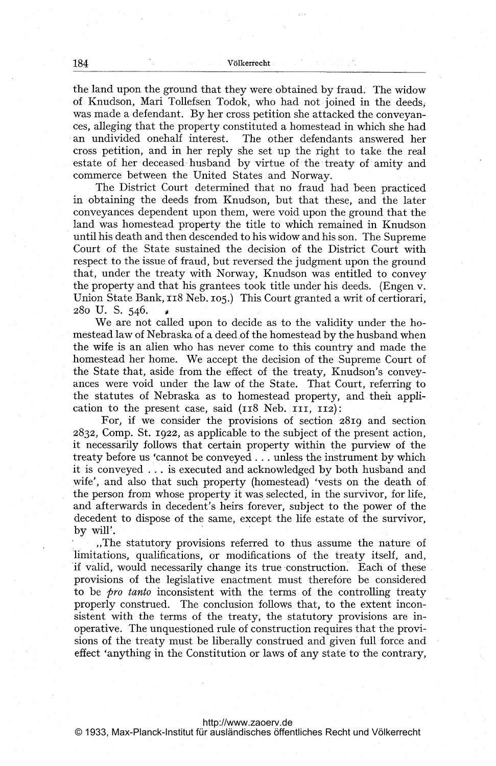the land upon the ground that they were obtained by fraud. The widow of Knudson, Mari Tollefsen Todok, who had not joined in the deeds, was made a defendant. By her cross petition she attacked the conveyances, alleging that the property constituted a homestead in which she had an undivided onehalf interest. The other defendants answered her cross petition, and in her reply she set up the right to take the real estate of her deceased husband by virtue of the treaty of amity and commerce between the United States and Norway.

The District Court determined that no fraud had been practiced in obtaining the deeds from Knudson, but that these, and the later conveyances dependent upon them, were void upon the ground that the land was homestead property the title to which remained in Knudson until his death and then descended to his widow and his son. The Supreme Court of the State sustained the decision of the District Court with respect to the issue of fraud, but reversed the judgment upon the ground that, under the treaty with Norway, Knudson was entitled to convey the property and that his grantees took title under his deeds. (Engen v. Union State Bank, 118 Neb. 105.) This Court granted a writ of certiorari, 280 U. S. 546.

We are not called upon to decide as to the validity under the homestead law of Nebraska of a deed of the homestead by the husband when the wife is an alien who has never come to this country and made the homestead her home. We accept the decision of the Supreme Court of the State that, aside from the effect of the treaty, Knudson's conveyances were void under the law of the State. That Court, referring to the statutes of Nebraska as to homestead property, and their application to the present case, said (118 Neb. 111, 112):

For, if we consider the provisions of section 2819 and section 2832, Comp. St. 1922, as applicable to the subject of the present action, it necessarily follows that certain property within the purview of the treaty before us 'cannot be conveyed . . . unless the instrument by which it is conveyed . . . is executed and acknowledged by both husband and wife', and also that such property (homestead) 'vests on the death of the person from whose property it was selected, in the survivor, for life, and afterwards in decedent's heirs forever, subject to the power of the decedent to dispose of the same, except the life estate of the survivor, by will'.

„The statutory provisions referred to thus assume the nature of limitations, qualifications, or modifications of the treaty itself, and, if valid, would necessarily change its true construction. Each of these provisions of the legislative enactment must therefore be considered to be *pro tanto* inconsistent with the terms of the controlling treaty properly construed. The conclusion follows that, to the extent inconsistent with the terms of the treaty, the statutory provisions are inoperative. The unquestioned rule of construction requires that the provisions of the treaty must be liberally construed and given full force and effect 'anything in the Constitution or laws of any state to the contrary,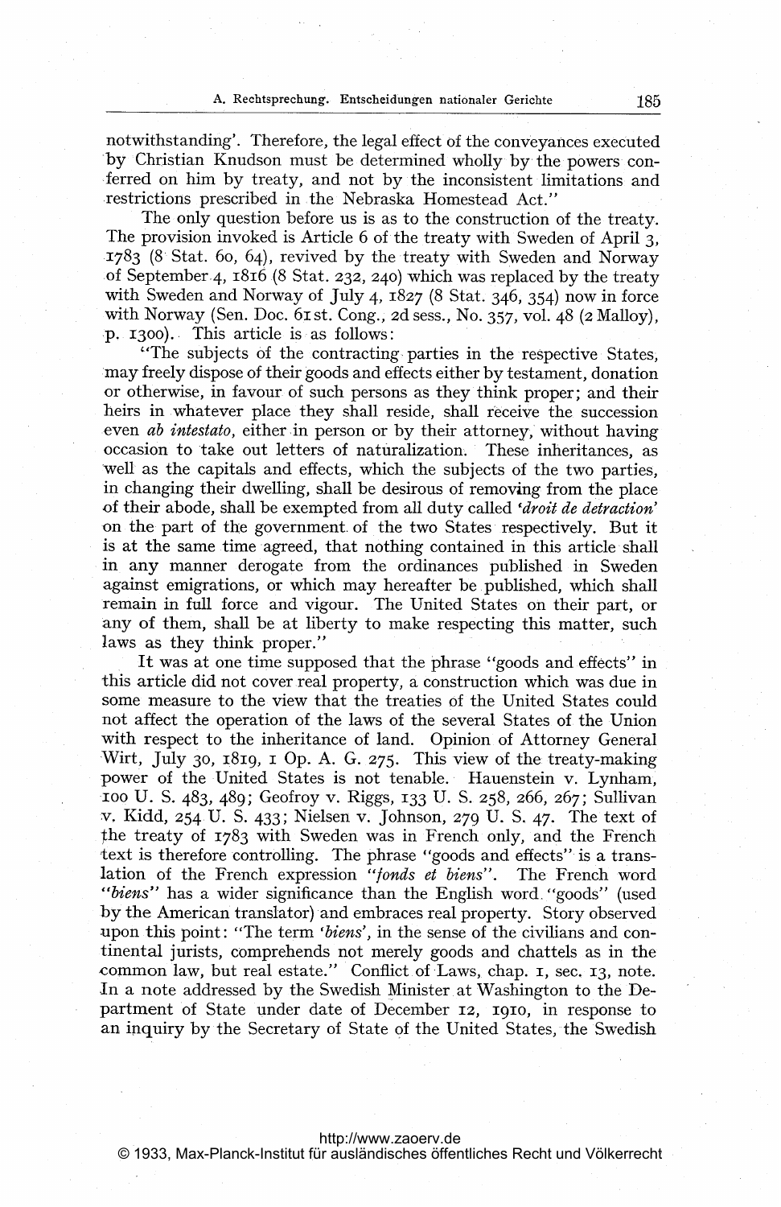notwithstanding'. Therefore, the legal effect of the conveyances executed by Christian Knudson must be determined wholly by the powers conferred on him by treaty, and not by the inconsistent limitations and restrictions prescribed in the Nebraska Homestead Act."

The only question before us is as to the construction of the treaty. The provision invoked is Article 6 of the treaty with Sweden of April 3, 1783 (8 Stat. 60, 64), revived by the treaty with Sweden and Norway of September 4, 1816 (8 Stat. 232, 240) which was replaced by the treaty with Sweden and Norway of July 4, 1827 (8 Stat. 346, 354) now in force with Norway (Sen. Doc. 61st. Cong., 2d sess., No. 357, vol. 48 (2 Malloy), p. 1300). This article is as follows:

"The subjects of the contracting parties in the respective States, may freely dispose of their goods and effects either by testament, donation or otherwise, in favour of such persons as they think proper; and their heirs in whatever place they shall reside, shall receive the succession even *ab intestato*, either in person or by their attorney, without having occasion to take out letters of naturalization. These inheritances, as well as the capitals and effects, which the subjects of the two parties, in changing their dwelling, shall be desirous of removing from the place of their abode, shall be exempted from all duty called '*droit de detraction*' on the part of the government of the two States respectively. But it is at the same time agreed, that nothing contained in this article shall in any manner derogate from the ordinances published in Sweden against emigrations, or which may hereafter be published, which shall remain in full force and vigour. The United States on their part, or any of them, shall be at liberty to make respecting this matter, such laws as they think proper."

It was at one time supposed that the phrase "goods and effects" in this article did not cover real property, a construction which was due in some measure to the view that the treaties of the United States could not affect the operation of the laws of the several States of the Union with respect to the inheritance of land. Opinion of Attorney General Wirt, July 30, 1819, 1 Op. A. G. 275. This view of the treaty-making power of the United States is not tenable. Hauenstein v. Lynham, 100 U. S. 483, 489; Geofroy v. Riggs, 133 U. S. 258, 266, 267; Sullivan v. Kidd, 254 U. S. 433; Nielsen v. Johnson, 279 U. S. 47. The text of the treaty of 1783 with Sweden was in French only, and the French text is therefore controlling. The phrase "goods and effects" is a translation of the French expression "*fonds et biens*". The French word "*biens*" has a wider significance than the English word "goods" (used by the American translator) and embraces real property. Story observed upon this point: "The term '*biens*', in the sense of the civilians and continental jurists, comprehends not merely goods and chattels as in the common law, but real estate." Conflict of Laws, chap. 1, sec. 13, note. In a note addressed by the Swedish Minister at Washington to the Department of State under date of December 12, 1910, in response to an inquiry by the Secretary of State of the United States, the Swedish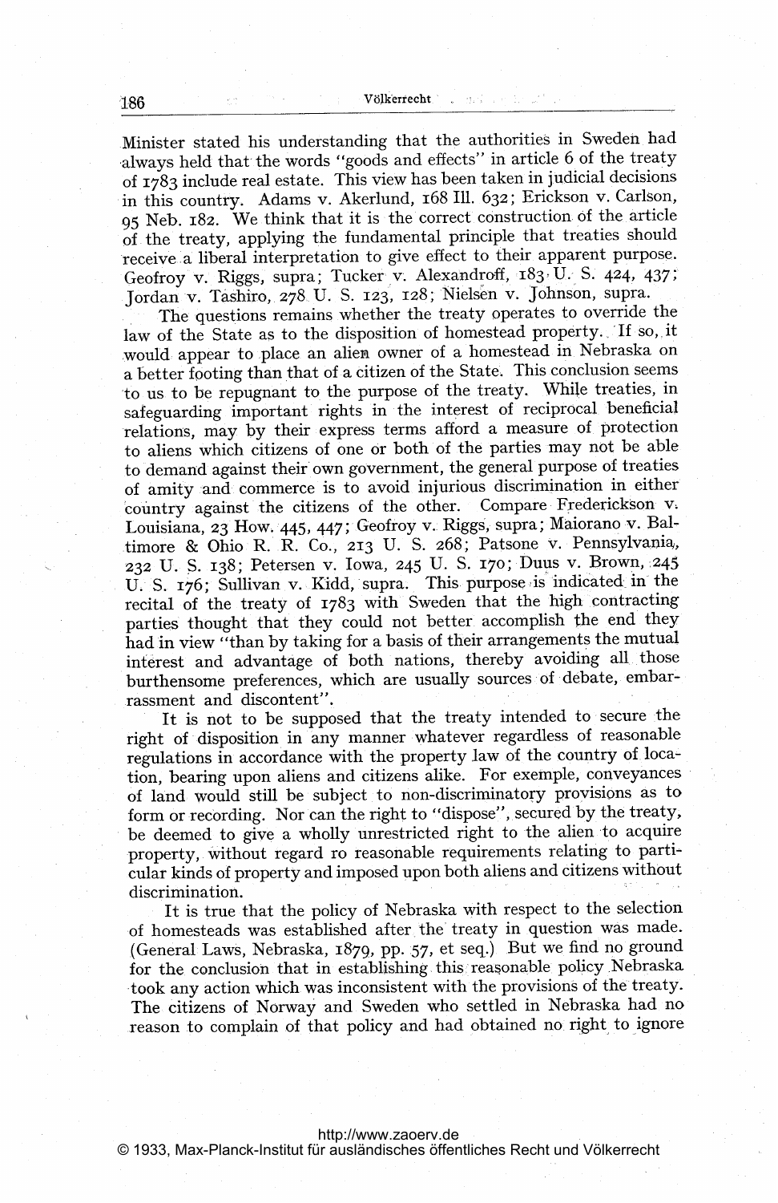Minister stated his understanding that the authorities in Sweden had always held that the words "goods and effects" in article 6 of the treaty of 1783 include real estate. This view has been taken in judicial decisions in this country. Adams v. Akerlund, 168 Ill. 632; Erickson v. Carlson, 95 Neb. 182. We think that it is the correct construction of the article of the treaty, applying the fundamental principle that treaties should receive a liberal interpretation to give effect to their apparent purpose. Geofroy v. Riggs, supra; Tucker v. Alexandroff, 183 U. S. 424, 437; Jordan v. Tashiro, 278 U. S. 123, 128; Nielsen v. Johnson, supra.

The questions remains whether the treaty operates to override the law of the State as to the disposition of homestead property. If so, it would appear to place an alien owner of a homestead in Nebraska on a better footing than that of a citizen of the State. This conclusion seems to us to be repugnant to the purpose of the treaty. While treaties, in safeguarding important rights in the interest of reciprocal beneficial relations, may by their express terms afford a measure of protection to aliens which citizens of one or both of the parties may not be able to demand against their own government, the general purpose of treaties of amity and commerce is to avoid injurious discrimination in either country against the citizens of the other. Compare Frederickson v. Louisiana, 23 How. 445, 447; Geofroy v. Riggs, supra; Maiorano v. Baltimore & Ohio R. R. Co., 213 U. S. 268; Patsone v. Pennsylvania, 232 U. S. 138; Petersen v. Iowa, 245 U. S. 170; Duus v. Brown, 245 U. S. 176; Sullivan v. Kidd, supra. This purpose is indicated in the recital of the treaty of 1783 with Sweden that the high contracting parties thought that they could not better accomplish the end they had in view "than by taking for a basis of their arrangements the mutual interest and advantage of both nations, thereby avoiding all those burthensome preferences, which are usually sources of debate, embarrassment and discontent".

It is not to be supposed that the treaty intended to secure the right of disposition in any manner whatever regardless of reasonable regulations in accordance with the property law of the country of location, bearing upon aliens and citizens alike. For exemple, conveyances of land would still be subject to non-discriminatory provisions as to form or recording. Nor can the right to "dispose", secured by the treaty, be deemed to give a wholly unrestricted right to the alien to acquire property, without regard ro reasonable requirements relating to particular kinds of property and imposed upon both aliens and citizens without discrimination.

It is true that the policy of Nebraska with respect to the selection of homesteads was established after the treaty in question was made. (General Laws, Nebraska, 1879, pp. 57, et seq.) But we find no ground for the conclusion that in establishing this reasonable policy Nebraska took any action which was inconsistent with the provisions of the treaty. The citizens of Norway and Sweden who settled in Nebraska had no reason to complain of that policy and had obtained no right to ignore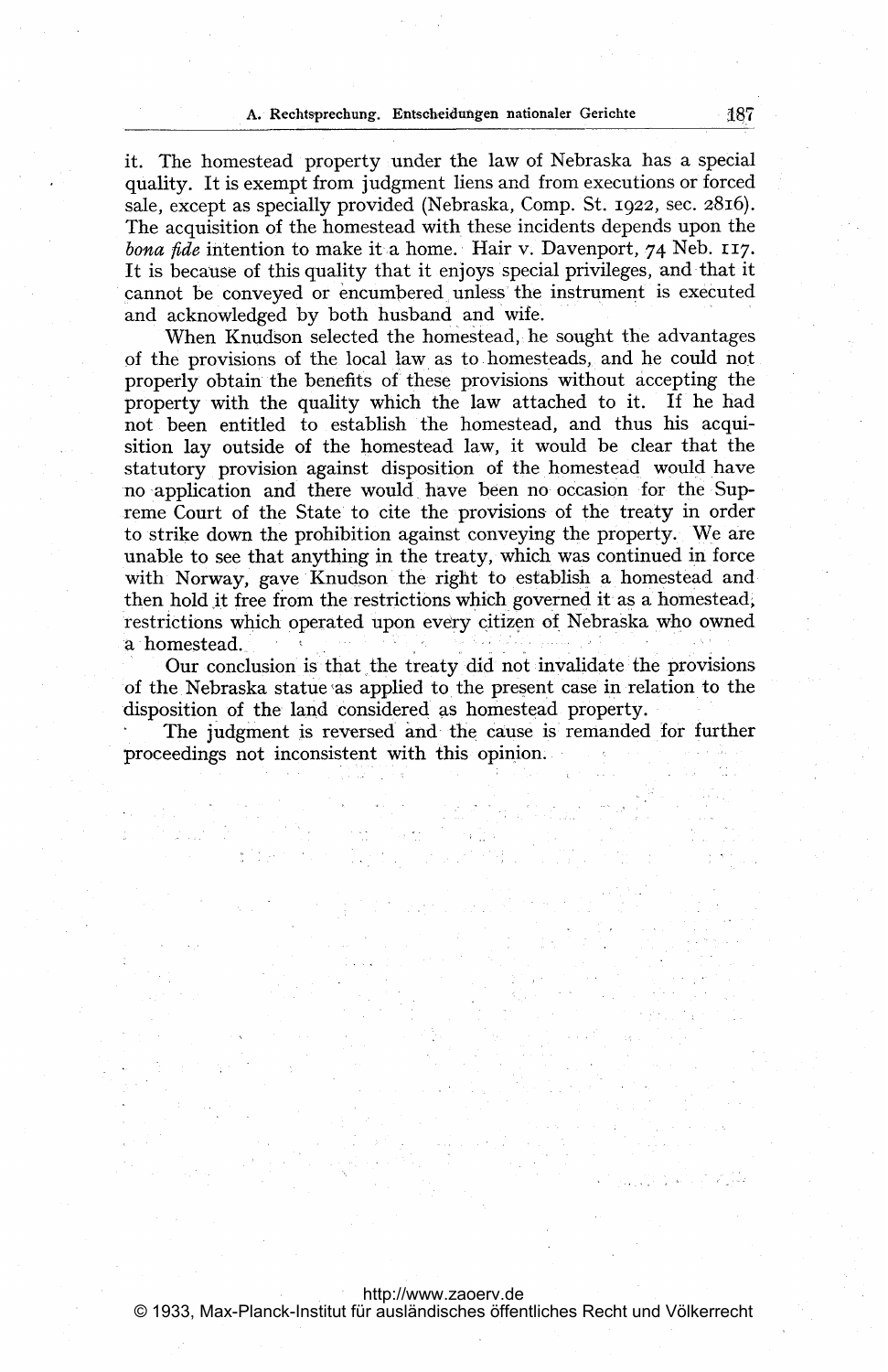it. The homestead property under the law of Nebraska has a special quality. It is exempt from judgment liens and from executions or forced sale, except as specially provided (Nebraska, Comp. St. 1922, sec. 2816). The acquisition of the homestead with these incidents depends upon the *bona fide* intention to make it a home. Hair v. Davenport, 74 Neb. 117. It is because of this quality that it enjoys special privileges, and that it cannot be conveyed or encumbered unless the instrument is executed and acknowledged by both husband and wife.

When Knudson selected the homestead, he sought the advantages of the provisions of the local law as to homesteads, and he could not properly obtain the benefits of these provisions without accepting the property with the quality which the law attached to it. If he had not been entitled to establish the homestead, and thus his acquisition lay outside of the homestead law, it would be clear that the statutory provision against disposition of the homestead would have no application and there would have been no occasion for the Supreme Court of the State to cite the provisions of the treaty in order to strike down the prohibition against conveying the property. We are unable to see that anything in the treaty, which was continued in force with Norway, gave Knudson the right to establish a homestead and then hold it free from the restrictions which governed it as a homestead, restrictions which operated upon every citizen of Nebraska who owned a homestead.

Our conclusion is that the treaty did not invalidate the provisions of the Nebraska statue as applied to the present case in relation to the disposition of the land considered as homestead property.

The judgment is reversed and the cause is remanded for further proceedings not inconsistent with this opinion.